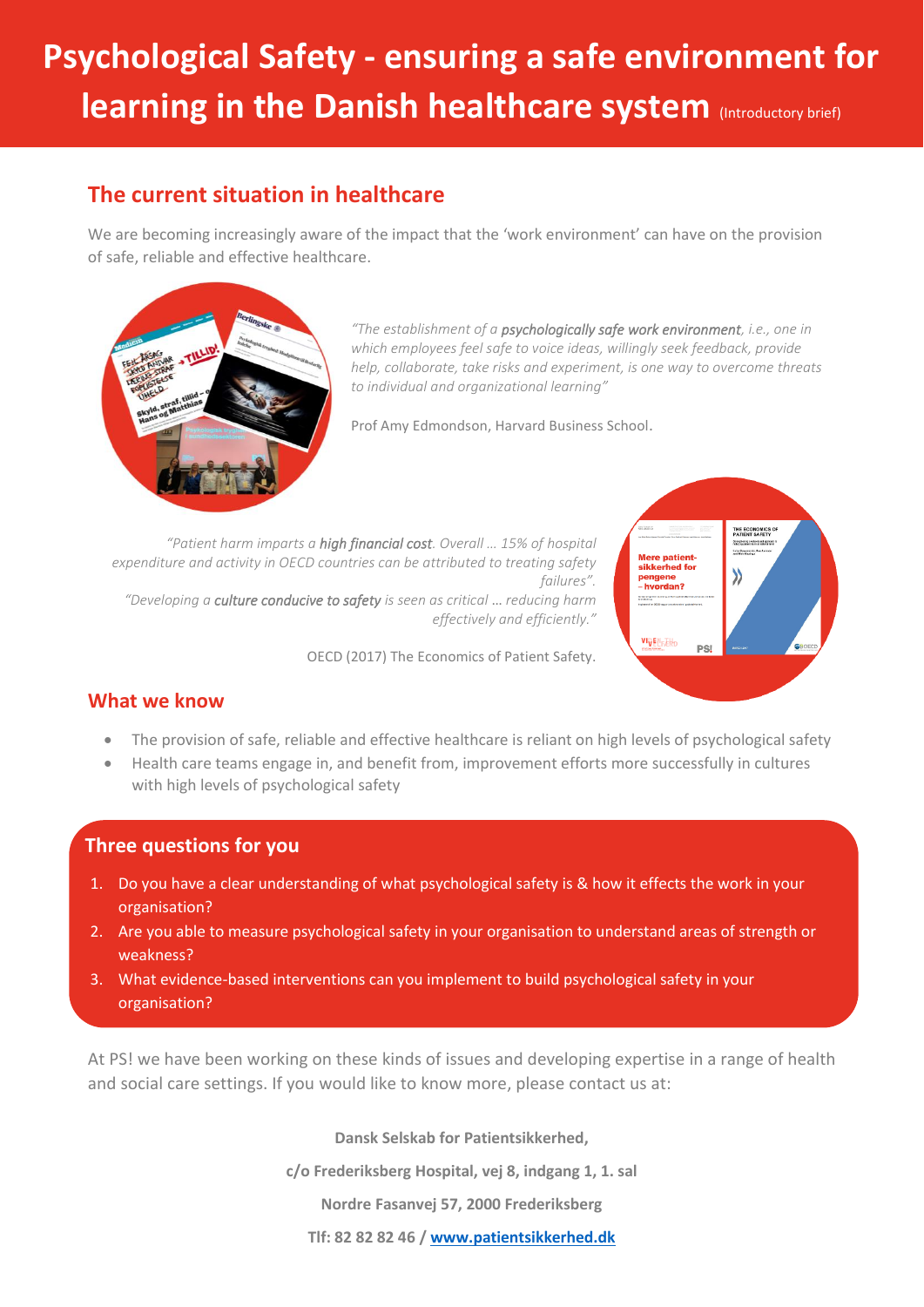# Psychological Safety - ensuring a safe environment for learning in the Danish healthcare system (Introductory brief)

## The current situation in healthcare

We are becoming increasingly aware of the impact that the 'work environment' can have on the provision of safe, reliable and effective healthcare.

*"The establishment of a* ***psychologically safe work environment****, i.e., one in which employees feel safe to voice ideas, willingly seek feedback, provide help, collaborate, take risks and experiment, is one way to overcome threats to individual and organizational learning"*

Prof Amy Edmondson, Harvard Business School.

*"Patient harm imparts a* ***high financial cost****. Overall … 15% of hospital expenditure and activity in OECD countries can be attributed to treating safety failures".*

*"Developing a* ***culture conducive to safety*** *is seen as critical … reducing harm effectively and efficiently."*

OECD (2017) The Economics of Patient Safety.

## What we know

- The provision of safe, reliable and effective healthcare is reliant on high levels of psychological safety
- Health care teams engage in, and benefit from, improvement efforts more successfully in cultures with high levels of psychological safety

## Three questions for you

1. Do you have a clear understanding of what psychological safety is & how it effects the work in your organisation?
2. Are you able to measure psychological safety in your organisation to understand areas of strength or weakness?
3. What evidence-based interventions can you implement to build psychological safety in your organisation?

At PS! we have been working on these kinds of issues and developing expertise in a range of health and social care settings. If you would like to know more, please contact us at:

**Dansk Selskab for Patientsikkerhed,**

**c/o Frederiksberg Hospital, vej 8, indgang 1, 1. sal**

**Nordre Fasanvej 57, 2000 Frederiksberg**

**Tlf: 82 82 82 46 / www.patientsikkerhed.dk**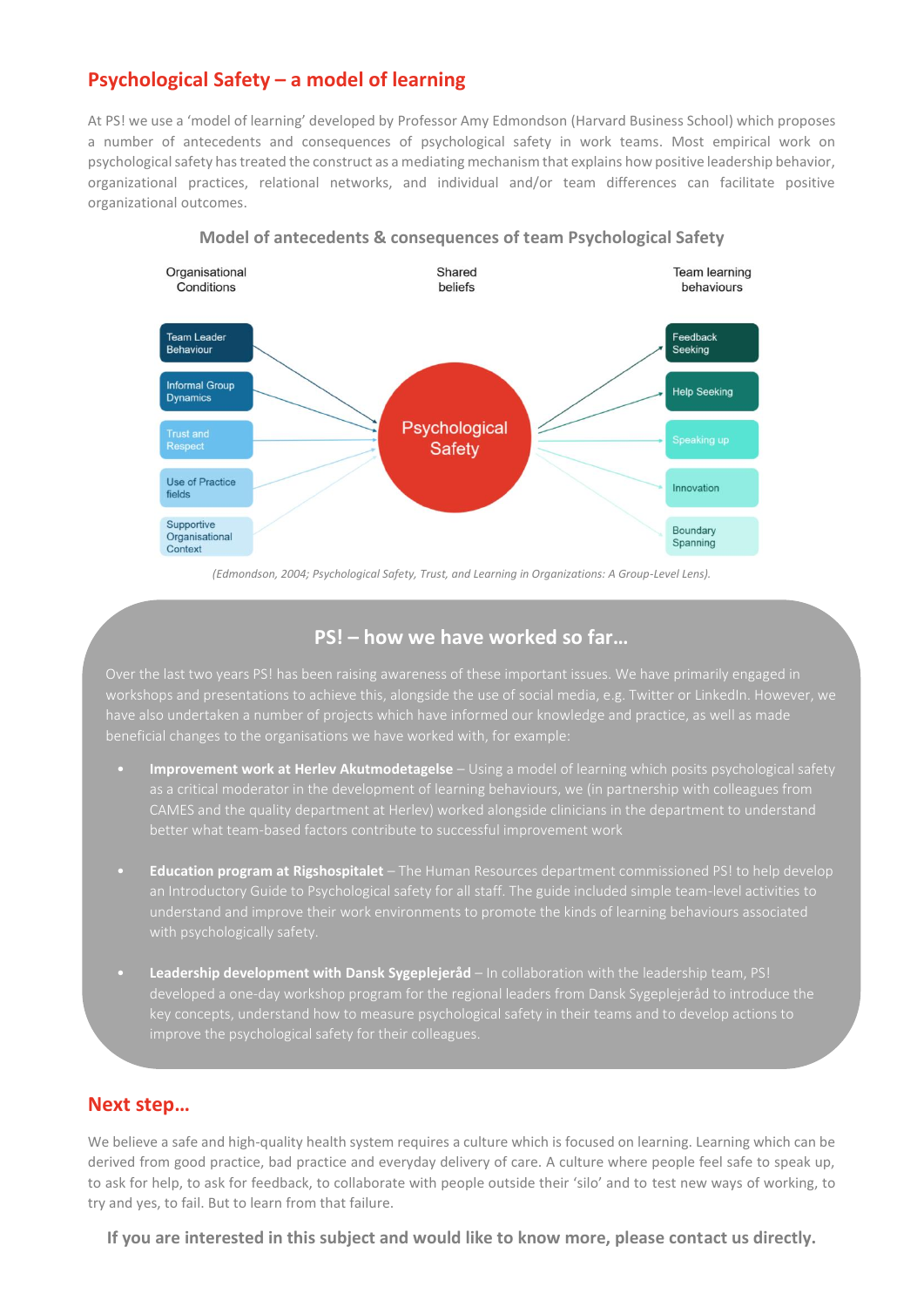## Psychological Safety – a model of learning

At PS! we use a 'model of learning' developed by Professor Amy Edmondson (Harvard Business School) which proposes a number of antecedents and consequences of psychological safety in work teams. Most empirical work on psychological safety has treated the construct as a mediating mechanism that explains how positive leadership behavior, organizational practices, relational networks, and individual and/or team differences can facilitate positive organizational outcomes.

**Model of antecedents & consequences of team Psychological Safety**

Organisational Conditions

Shared beliefs

Team learning behaviours

Team Leader Behaviour

Informal Group Dynamics

Trust and Respect

Use of Practice fields

Supportive Organisational Context

Psychological Safety

Feedback Seeking

Help Seeking

Speaking up

Innovation

Boundary Spanning

*(Edmondson, 2004; Psychological Safety, Trust, and Learning in Organizations: A Group-Level Lens).*

## PS! – how we have worked so far…

Over the last two years PS! has been raising awareness of these important issues. We have primarily engaged in workshops and presentations to achieve this, alongside the use of social media, e.g. Twitter or LinkedIn. However, we have also undertaken a number of projects which have informed our knowledge and practice, as well as made beneficial changes to the organisations we have worked with, for example:

- **Improvement work at Herlev Akutmodetagelse** – Using a model of learning which posits psychological safety as a critical moderator in the development of learning behaviours, we (in partnership with colleagues from CAMES and the quality department at Herlev) worked alongside clinicians in the department to understand better what team-based factors contribute to successful improvement work

- **Education program at Rigshospitalet** – The Human Resources department commissioned PS! to help develop an Introductory Guide to Psychological safety for all staff. The guide included simple team-level activities to understand and improve their work environments to promote the kinds of learning behaviours associated with psychologically safety.

- **Leadership development with Dansk Sygeplejeråd** – In collaboration with the leadership team, PS! developed a one-day workshop program for the regional leaders from Dansk Sygeplejeråd to introduce the key concepts, understand how to measure psychological safety in their teams and to develop actions to improve the psychological safety for their colleagues.

## Next step…

We believe a safe and high-quality health system requires a culture which is focused on learning. Learning which can be derived from good practice, bad practice and everyday delivery of care. A culture where people feel safe to speak up, to ask for help, to ask for feedback, to collaborate with people outside their 'silo' and to test new ways of working, to try and yes, to fail. But to learn from that failure.

**If you are interested in this subject and would like to know more, please contact us directly.**